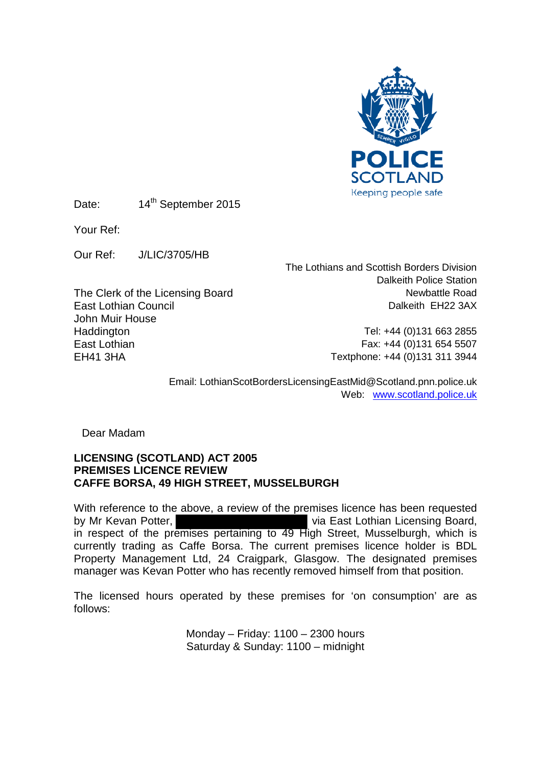POLICE SCOTLAND
Keeping people safe

Date: 14th September 2015

Your Ref:

Our Ref: J/LIC/3705/HB

The Lothians and Scottish Borders Division
Dalkeith Police Station
Newbattle Road
Dalkeith EH22 3AX

Tel: +44 (0)131 663 2855
Fax: +44 (0)131 654 5507
Textphone: +44 (0)131 311 3944

Email: LothianScotBordersLicensingEastMid@Scotland.pnn.police.uk
Web: www.scotland.police.uk

The Clerk of the Licensing Board
East Lothian Council
John Muir House
Haddington
East Lothian
EH41 3HA

Dear Madam

**LICENSING (SCOTLAND) ACT 2005**
**PREMISES LICENCE REVIEW**
**CAFFE BORSA, 49 HIGH STREET, MUSSELBURGH**

With reference to the above, a review of the premises licence has been requested by Mr Kevan Potter, [REDACTED] via East Lothian Licensing Board, in respect of the premises pertaining to 49 High Street, Musselburgh, which is currently trading as Caffe Borsa. The current premises licence holder is BDL Property Management Ltd, 24 Craigpark, Glasgow. The designated premises manager was Kevan Potter who has recently removed himself from that position.

The licensed hours operated by these premises for 'on consumption' are as follows:

Monday – Friday: 1100 – 2300 hours
Saturday & Sunday: 1100 – midnight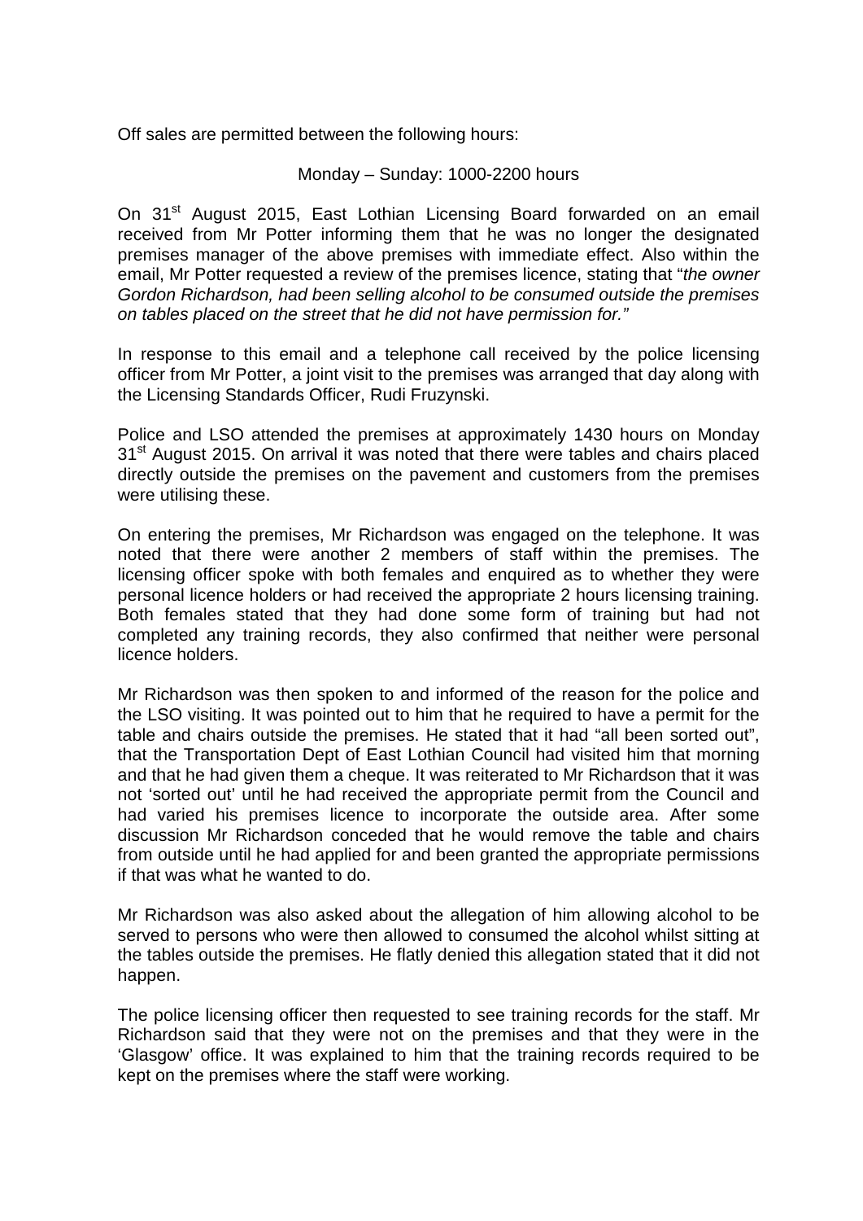Off sales are permitted between the following hours:

Monday – Sunday: 1000-2200 hours

On 31st August 2015, East Lothian Licensing Board forwarded on an email received from Mr Potter informing them that he was no longer the designated premises manager of the above premises with immediate effect. Also within the email, Mr Potter requested a review of the premises licence, stating that "*the owner Gordon Richardson, had been selling alcohol to be consumed outside the premises on tables placed on the street that he did not have permission for."*

In response to this email and a telephone call received by the police licensing officer from Mr Potter, a joint visit to the premises was arranged that day along with the Licensing Standards Officer, Rudi Fruzynski.

Police and LSO attended the premises at approximately 1430 hours on Monday 31st August 2015. On arrival it was noted that there were tables and chairs placed directly outside the premises on the pavement and customers from the premises were utilising these.

On entering the premises, Mr Richardson was engaged on the telephone. It was noted that there were another 2 members of staff within the premises. The licensing officer spoke with both females and enquired as to whether they were personal licence holders or had received the appropriate 2 hours licensing training. Both females stated that they had done some form of training but had not completed any training records, they also confirmed that neither were personal licence holders.

Mr Richardson was then spoken to and informed of the reason for the police and the LSO visiting. It was pointed out to him that he required to have a permit for the table and chairs outside the premises. He stated that it had "all been sorted out", that the Transportation Dept of East Lothian Council had visited him that morning and that he had given them a cheque. It was reiterated to Mr Richardson that it was not 'sorted out' until he had received the appropriate permit from the Council and had varied his premises licence to incorporate the outside area. After some discussion Mr Richardson conceded that he would remove the table and chairs from outside until he had applied for and been granted the appropriate permissions if that was what he wanted to do.

Mr Richardson was also asked about the allegation of him allowing alcohol to be served to persons who were then allowed to consumed the alcohol whilst sitting at the tables outside the premises. He flatly denied this allegation stated that it did not happen.

The police licensing officer then requested to see training records for the staff. Mr Richardson said that they were not on the premises and that they were in the 'Glasgow' office. It was explained to him that the training records required to be kept on the premises where the staff were working.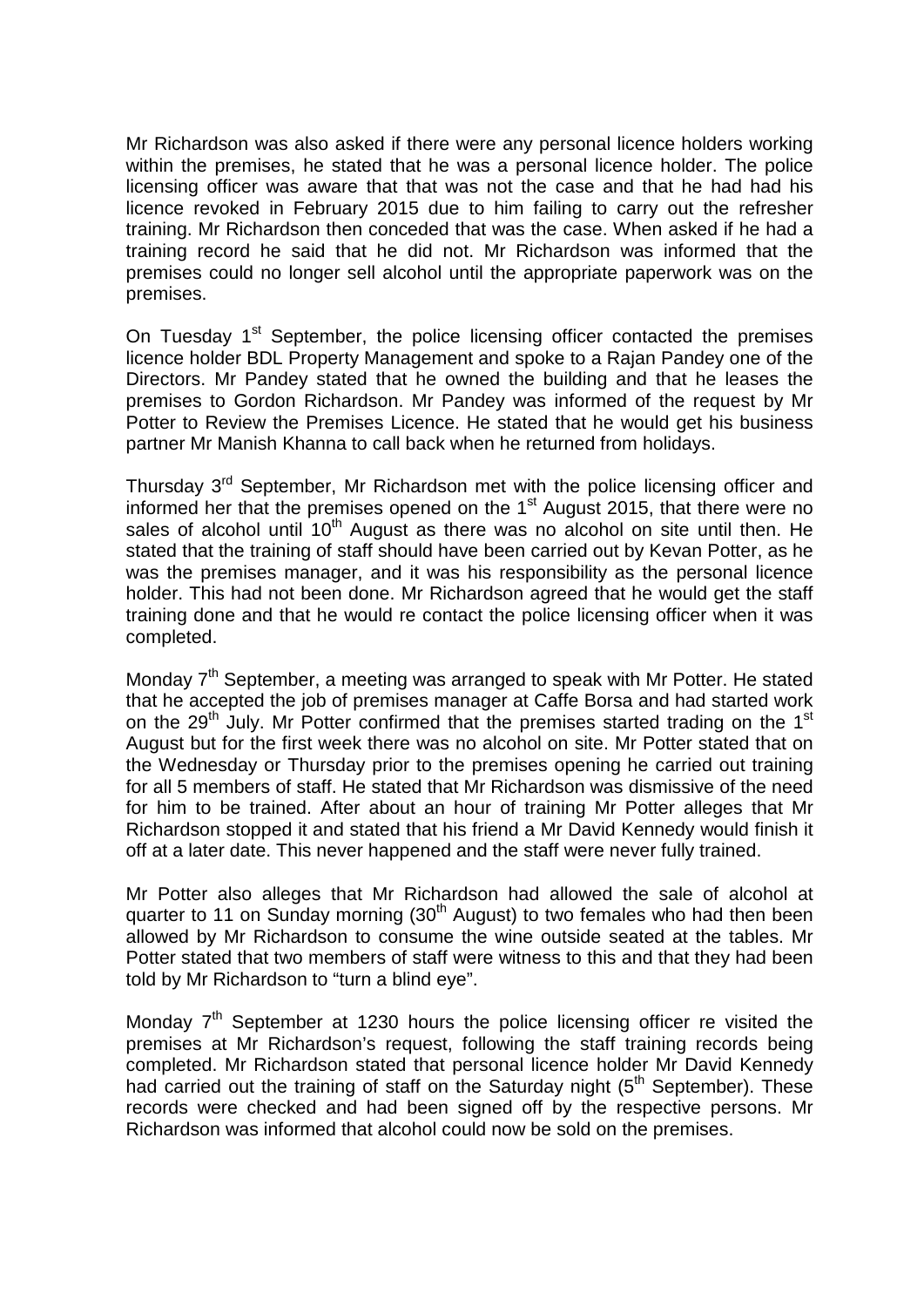Mr Richardson was also asked if there were any personal licence holders working within the premises, he stated that he was a personal licence holder. The police licensing officer was aware that that was not the case and that he had had his licence revoked in February 2015 due to him failing to carry out the refresher training. Mr Richardson then conceded that was the case. When asked if he had a training record he said that he did not. Mr Richardson was informed that the premises could no longer sell alcohol until the appropriate paperwork was on the premises.

On Tuesday 1st September, the police licensing officer contacted the premises licence holder BDL Property Management and spoke to a Rajan Pandey one of the Directors. Mr Pandey stated that he owned the building and that he leases the premises to Gordon Richardson. Mr Pandey was informed of the request by Mr Potter to Review the Premises Licence. He stated that he would get his business partner Mr Manish Khanna to call back when he returned from holidays.

Thursday 3rd September, Mr Richardson met with the police licensing officer and informed her that the premises opened on the 1st August 2015, that there were no sales of alcohol until 10th August as there was no alcohol on site until then. He stated that the training of staff should have been carried out by Kevan Potter, as he was the premises manager, and it was his responsibility as the personal licence holder. This had not been done. Mr Richardson agreed that he would get the staff training done and that he would re contact the police licensing officer when it was completed.

Monday 7th September, a meeting was arranged to speak with Mr Potter. He stated that he accepted the job of premises manager at Caffe Borsa and had started work on the 29th July. Mr Potter confirmed that the premises started trading on the 1st August but for the first week there was no alcohol on site. Mr Potter stated that on the Wednesday or Thursday prior to the premises opening he carried out training for all 5 members of staff. He stated that Mr Richardson was dismissive of the need for him to be trained. After about an hour of training Mr Potter alleges that Mr Richardson stopped it and stated that his friend a Mr David Kennedy would finish it off at a later date. This never happened and the staff were never fully trained.

Mr Potter also alleges that Mr Richardson had allowed the sale of alcohol at quarter to 11 on Sunday morning (30th August) to two females who had then been allowed by Mr Richardson to consume the wine outside seated at the tables. Mr Potter stated that two members of staff were witness to this and that they had been told by Mr Richardson to "turn a blind eye".

Monday 7th September at 1230 hours the police licensing officer re visited the premises at Mr Richardson's request, following the staff training records being completed. Mr Richardson stated that personal licence holder Mr David Kennedy had carried out the training of staff on the Saturday night (5th September). These records were checked and had been signed off by the respective persons. Mr Richardson was informed that alcohol could now be sold on the premises.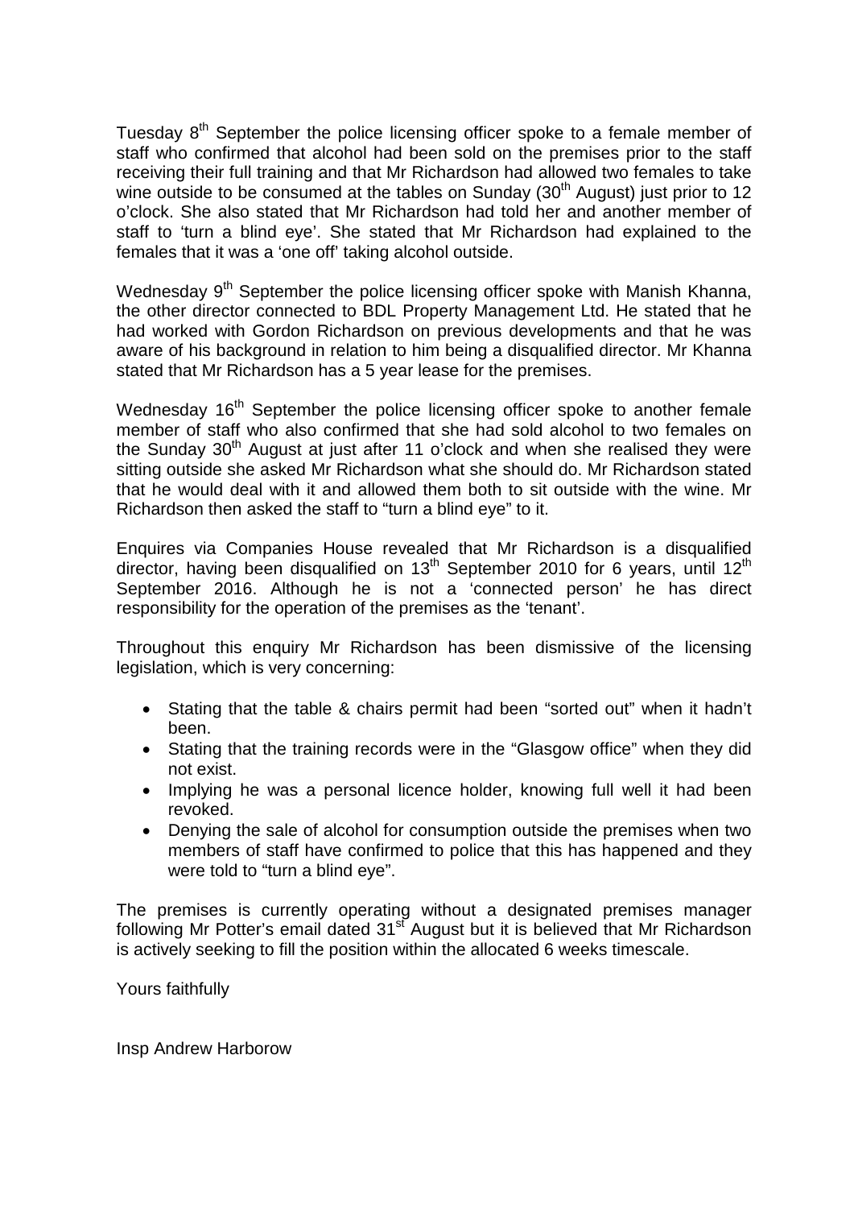Tuesday 8th September the police licensing officer spoke to a female member of staff who confirmed that alcohol had been sold on the premises prior to the staff receiving their full training and that Mr Richardson had allowed two females to take wine outside to be consumed at the tables on Sunday (30th August) just prior to 12 o'clock. She also stated that Mr Richardson had told her and another member of staff to 'turn a blind eye'. She stated that Mr Richardson had explained to the females that it was a 'one off' taking alcohol outside.

Wednesday 9th September the police licensing officer spoke with Manish Khanna, the other director connected to BDL Property Management Ltd. He stated that he had worked with Gordon Richardson on previous developments and that he was aware of his background in relation to him being a disqualified director. Mr Khanna stated that Mr Richardson has a 5 year lease for the premises.

Wednesday 16th September the police licensing officer spoke to another female member of staff who also confirmed that she had sold alcohol to two females on the Sunday 30th August at just after 11 o'clock and when she realised they were sitting outside she asked Mr Richardson what she should do. Mr Richardson stated that he would deal with it and allowed them both to sit outside with the wine. Mr Richardson then asked the staff to "turn a blind eye" to it.

Enquires via Companies House revealed that Mr Richardson is a disqualified director, having been disqualified on 13th September 2010 for 6 years, until 12th September 2016. Although he is not a 'connected person' he has direct responsibility for the operation of the premises as the 'tenant'.

Throughout this enquiry Mr Richardson has been dismissive of the licensing legislation, which is very concerning:

- Stating that the table & chairs permit had been "sorted out" when it hadn't been.
- Stating that the training records were in the "Glasgow office" when they did not exist.
- Implying he was a personal licence holder, knowing full well it had been revoked.
- Denying the sale of alcohol for consumption outside the premises when two members of staff have confirmed to police that this has happened and they were told to "turn a blind eye".

The premises is currently operating without a designated premises manager following Mr Potter's email dated 31st August but it is believed that Mr Richardson is actively seeking to fill the position within the allocated 6 weeks timescale.

Yours faithfully

Insp Andrew Harborow